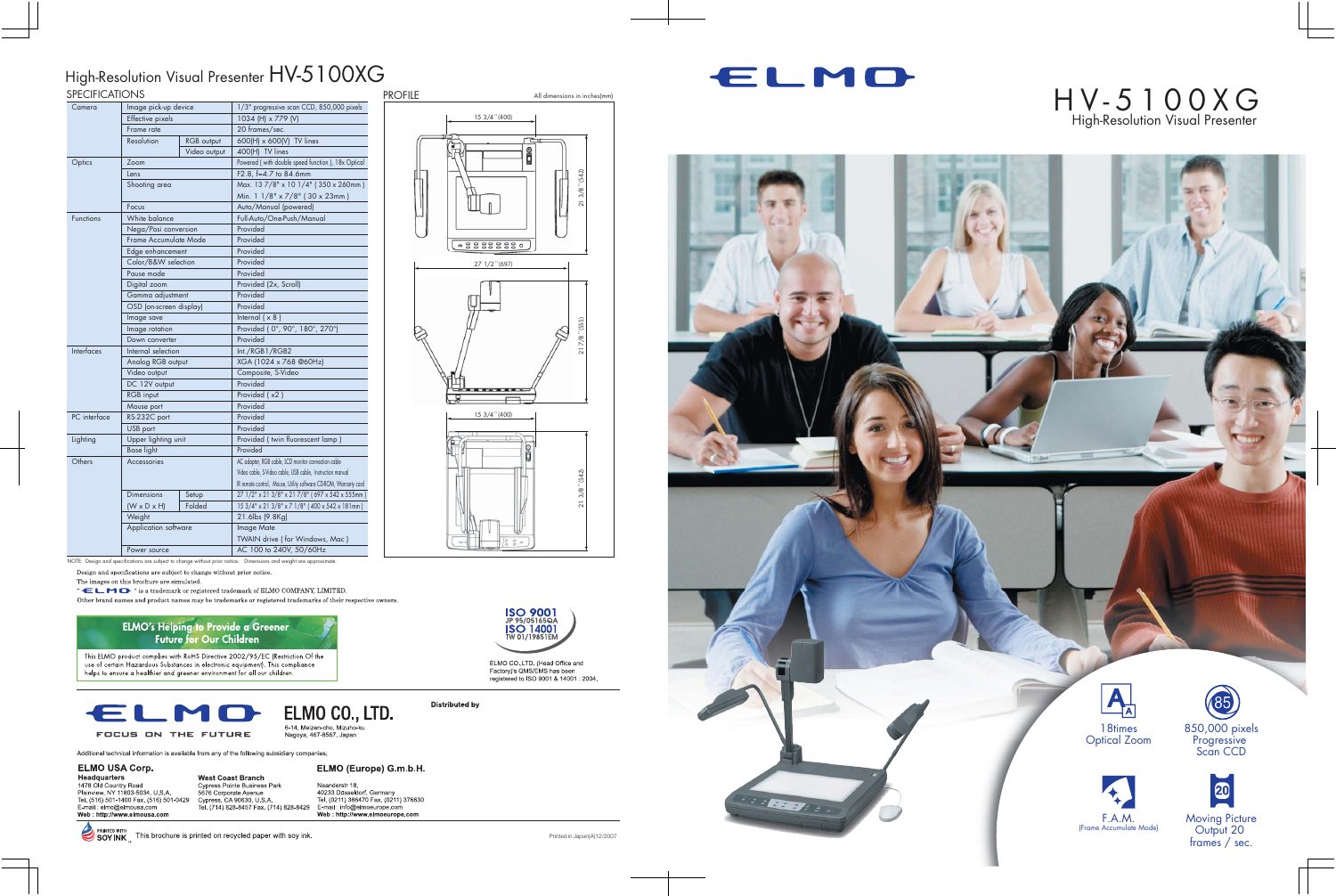# High-Resolution Visual Presenter HV-5100XG

## SPECIFICATIONS

| | | | |
|---|---|---|---|
| Camera | Image pick-up device | | 1/3" progressive scan CCD, 850,000 pixels |
| | Effective pixels | | 1034 (H) x 779 (V) |
| | Frame rate | | 20 frames/sec. |
| | Resolution | RGB output | 600(H) x 600(V) TV lines |
| | | Video output | 400(H) TV lines |
| Optics | Zoom | | Powered ( with double speed function ), 18x Optical |
| | Lens | | F2.8, f=4.7 to 84.6mm |
| | Shooting area | | Max. 13 7/8" x 10 1/4" ( 350 x 260mm ) |
| | | | Min. 1 1/8" x 7/8" ( 30 x 23mm ) |
| | Focus | | Auto/Manual (powered) |
| Functions | White balance | | Full-Auto/One-Push/Manual |
| | Nega/Posi conversion | | Provided |
| | Frame Accumulate Mode | | Provided |
| | Edge enhancement | | Provided |
| | Color/B&W selection | | Provided |
| | Pause mode | | Provided |
| | Digital zoom | | Provided (2x, Scroll) |
| | Gamma adjustment | | Provided |
| | OSD (on-screen display) | | Provided |
| | Image save | | Internal ( x 8 ) |
| | Image rotation | | Provided ( 0°, 90°, 180°, 270°) |
| | Down converter | | Provided |
| Interfaces | Internal selection | | Int./RGB1/RGB2 |
| | Analog RGB output | | XGA (1024 x 768 @60Hz) |
| | Video output | | Composite, S-Video |
| | DC 12V output | | Provided |
| | RGB input | | Provided ( x2 ) |
| | Mouse port | | Provided |
| PC interface | RS-232C port | | Provided |
| | USB port | | Provided |
| Lighting | Upper lighting unit | | Provided ( twin fluorescent lamp ) |
| | Base light | | Provided |
| Others | Accessories | | AC adapter, RGB cable, LCD monitor connection cable, Video cable, S-Video cable, USB cable, Instruction manual, IR remote control, Mouse, Utility software CD-ROM, Warranty card |
| | Dimensions (W x D x H) | Setup | 27 1/2" x 21 3/8" x 21 7/8" ( 697 x 542 x 555mm ) |
| | | Folded | 15 3/4" x 21 3/8" x 7 1/8" ( 400 x 542 x 181mm ) |
| | Weight | | 21.6lbs (9.8Kg) |
| | Application software | | Image Mate |
| | | | TWAIN drive ( for Windows, Mac ) |
| | Power source | | AC 100 to 240V, 50/60Hz |

NOTE: Design and specifications are subject to change without prior notice. Dimensions and weight are approximate.

## PROFILE

All dimensions in inches(mm)

15 3/4" (400) · 21 3/8" (542) · 27 1/2" (697) · 21 7/8" (555) · 15 3/4" (400) · 21 3/8" (542)

Design and specifications are subject to change without prior notice.
The images on this brochure are simulated.
" ELMO " is a trademark or registered trademark of ELMO COMPANY, LIMITED.
Other brand names and product names may be trademarks or registered trademarks of their respective owners.

**ELMO's Helping to Provide a Greener Future for Our Children**

This ELMO product complies with RoHS Directive 2002/95/EC (Restriction Of the use of certain Hazardous Substances in electronic equipment). This compliance helps to ensure a healthier and greener environment for all our children.

ISO 9001 JP 95/05165QA
ISO 14001 TW 01/19851EM

ELMO CO.,LTD. (Head Office and Factory)'s QMS/EMS has been registered to ISO 9001 & 14001 : 2004.

ELMO — FOCUS ON THE FUTURE

**ELMO CO., LTD.**
6-14, Meizen-cho, Mizuho-ku
Nagoya, 467-8567, Japan

Distributed by

Additional technical information is available from any of the following subsidiary companies;

**ELMO USA Corp.**

**Headquarters**
1478 Old Country Road
Plainview, NY 11803-5034, U.S.A.
Tel. (516) 501-1400 Fax. (516) 501-0429
E-mail : elmo@elmousa.com
Web : http://www.elmousa.com

**West Coast Branch**
Cypress Pointe Business Park
5676 Corporate Avenue
Cypress, CA 90630, U.S.A.
Tel. (714) 828-8457 Fax. (714) 828-8429

**ELMO (Europe) G.m.b.H.**
Neanderstr.18,
40233 Düsseldorf, Germany
Tel. (0211) 386470 Fax. (0211) 376630
E-mail : info@elmoeurope.com
Web : http://www.elmoeurope.com

PRINTED WITH SOY INK — This brochure is printed on recycled paper with soy ink.

Printed in Japan(A)12/2007

# ELMO

# HV-5100XG
## High-Resolution Visual Presenter

18times Optical Zoom

850,000 pixels Progressive Scan CCD

F.A.M. (Frame Accumulate Mode)

Moving Picture Output 20 frames / sec.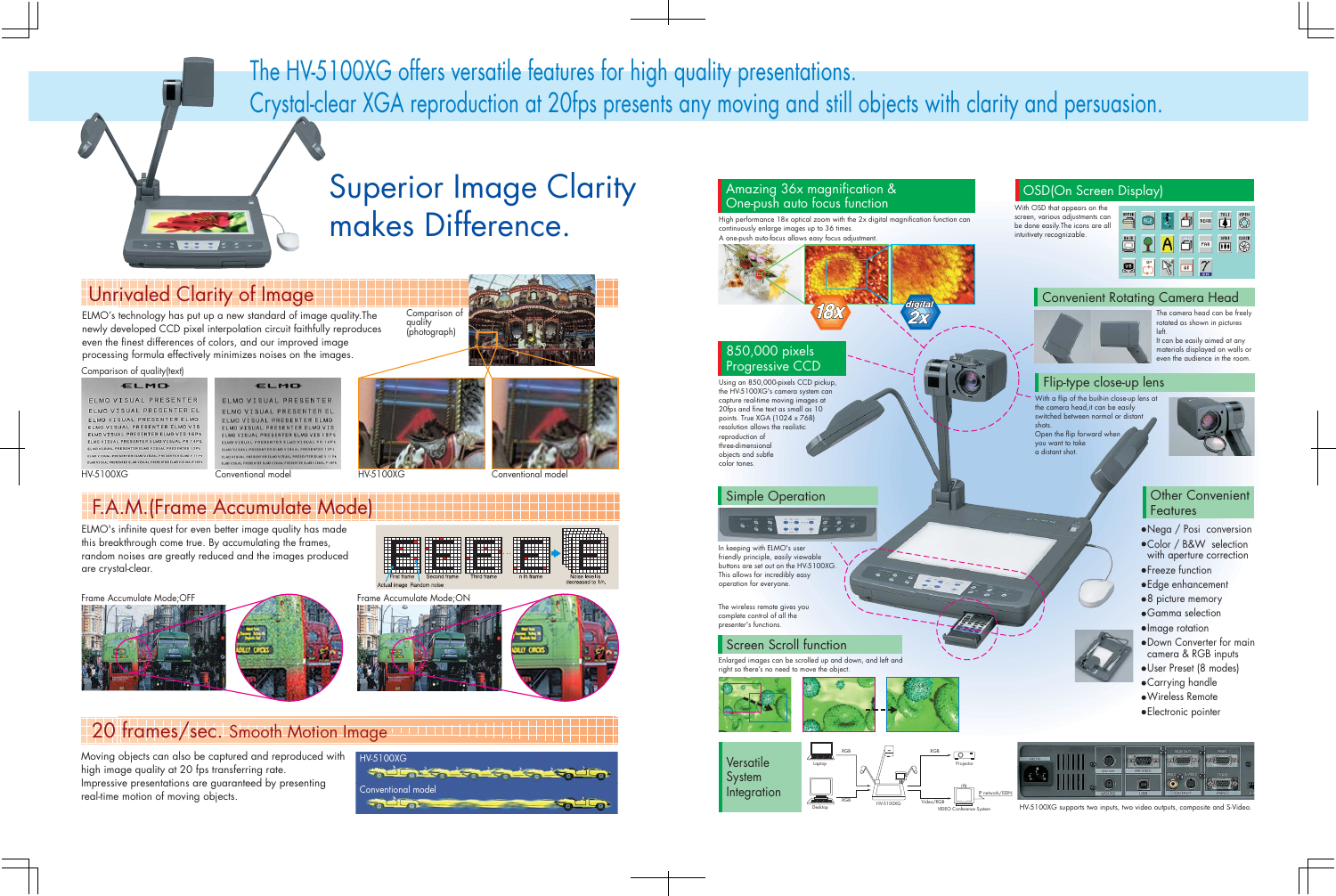# The HV-5100XG offers versatile features for high quality presentations.

Crystal-clear XGA reproduction at 20fps presents any moving and still objects with clarity and persuasion.

# Superior Image Clarity makes Difference.

## Unrivaled Clarity of Image

ELMO's technology has put up a new standard of image quality. The newly developed CCD pixel interpolation circuit faithfully reproduces even the finest differences of colors, and our improved image processing formula effectively minimizes noises on the images.

Comparison of quality(text)

HV-5100XG

Conventional model

Comparison of quality (photograph)

HV-5100XG

Conventional model

## F.A.M.(Frame Accumulate Mode)

ELMO's infinite quest for even better image quality has made this breakthrough come true. By accumulating the frames, random noises are greatly reduced and the images produced are crystal-clear.

First frame / Second frame / Third frame / n th frame / Noise levels decreased to 1/n.

Actual Image Random noise

Frame Accumulate Mode;OFF

Frame Accumulate Mode;ON

## 20 frames/sec. Smooth Motion Image

Moving objects can also be captured and reproduced with high image quality at 20 fps transferring rate.
Impressive presentations are guaranteed by presenting real-time motion of moving objects.

HV-5100XG

Conventional model

## Amazing 36x magnification & One-push auto focus function

High performance 18x optical zoom with the 2x digital magnification function can continuously enlarge images up to 36 times.
A one-push auto-focus allows easy focus adjustment.

18x

digital 2x

## OSD(On Screen Display)

With OSD that appears on the screen, various adjustments can be done easily. The icons are all intuitively recognizable.

## Convenient Rotating Camera Head

The camera head can be freely rotated as shown in pictures left.
It can be easily aimed at any materials displayed on walls or even the audience in the room.

## Flip-type close-up lens

With a flip of the built-in close-up lens at the camera head, it can be easily switched between normal or distant shots.
Open the flip forward when you want to take a distant shot.

## 850,000 pixels Progressive CCD

Using an 850,000-pixels CCD pickup, the HV-5100XG's camera system can capture real-time moving images at 20fps and fine text as small as 10 points. True XGA (1024 x 768) resolution allows the realistic reproduction of three-dimensional objects and subtle color tones.

## Simple Operation

In keeping with ELMO's user friendly principle, easily viewable buttons are set out on the HV-5100XG. This allows for incredibly easy operation for everyone.

The wireless remote gives you complete control of all the presenter's functions.

## Screen Scroll function

Enlarged images can be scrolled up and down, and left and right so there's no need to move the object.

## Other Convenient Features

- Nega / Posi conversion
- Color / B&W selection with aperture correction
- Freeze function
- Edge enhancement
- 8 picture memory
- Gamma selection
- Image rotation
- Down Converter for main camera & RGB inputs
- User Preset (8 modes)
- Carrying handle
- Wireless Remote
- Electronic pointer

## Versatile System Integration

Laptop
RGB
Desktop
RGB
HV-5100XG
RGB
Projector
Video/RGB
IP network/ISDN
VIDEO Conference System

HV-5100XG supports two inputs, two video outputs, composite and S-Video.